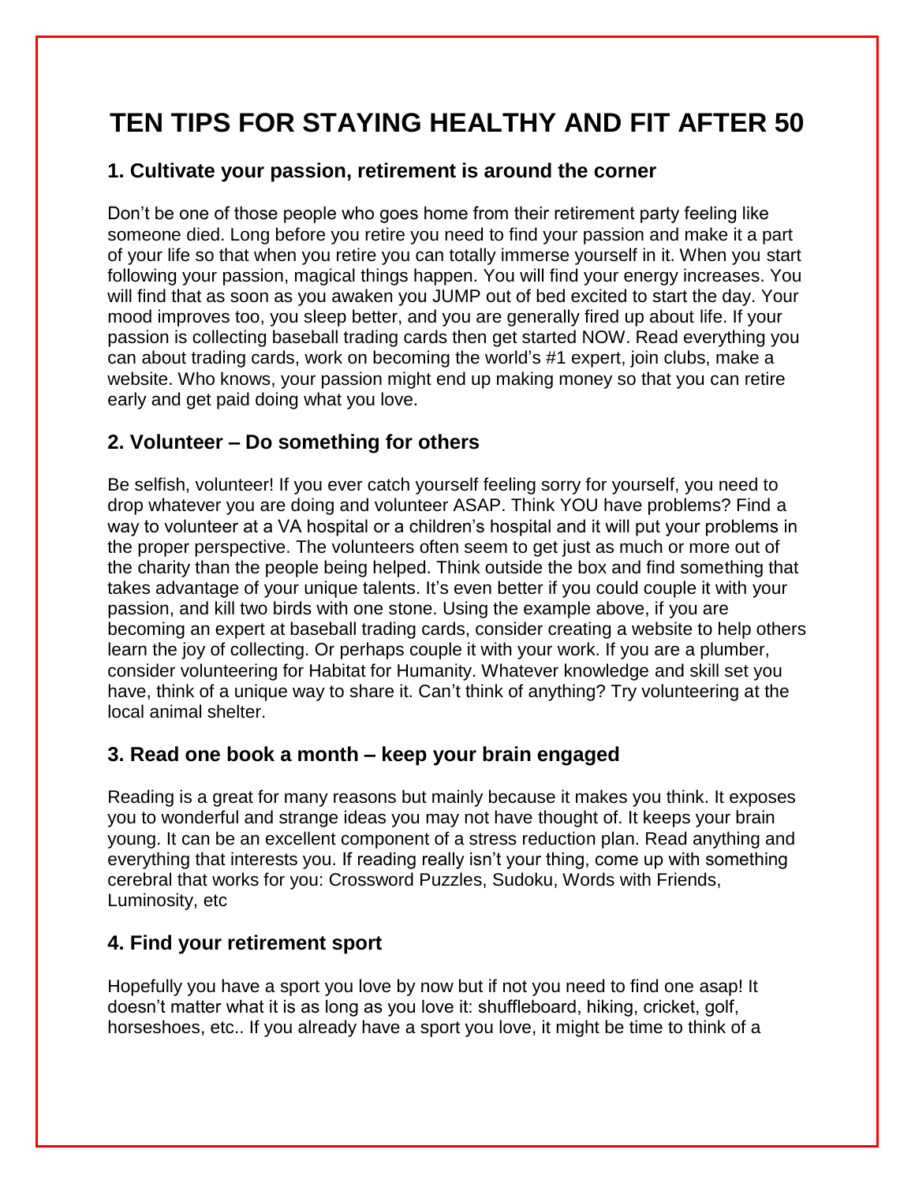# TEN TIPS FOR STAYING HEALTHY AND FIT AFTER 50

## 1. Cultivate your passion, retirement is around the corner

Don't be one of those people who goes home from their retirement party feeling like someone died. Long before you retire you need to find your passion and make it a part of your life so that when you retire you can totally immerse yourself in it. When you start following your passion, magical things happen. You will find your energy increases. You will find that as soon as you awaken you JUMP out of bed excited to start the day. Your mood improves too, you sleep better, and you are generally fired up about life. If your passion is collecting baseball trading cards then get started NOW. Read everything you can about trading cards, work on becoming the world's #1 expert, join clubs, make a website. Who knows, your passion might end up making money so that you can retire early and get paid doing what you love.

## 2. Volunteer – Do something for others

Be selfish, volunteer! If you ever catch yourself feeling sorry for yourself, you need to drop whatever you are doing and volunteer ASAP. Think YOU have problems? Find a way to volunteer at a VA hospital or a children's hospital and it will put your problems in the proper perspective. The volunteers often seem to get just as much or more out of the charity than the people being helped. Think outside the box and find something that takes advantage of your unique talents. It's even better if you could couple it with your passion, and kill two birds with one stone. Using the example above, if you are becoming an expert at baseball trading cards, consider creating a website to help others learn the joy of collecting. Or perhaps couple it with your work. If you are a plumber, consider volunteering for Habitat for Humanity. Whatever knowledge and skill set you have, think of a unique way to share it. Can't think of anything? Try volunteering at the local animal shelter.

## 3. Read one book a month – keep your brain engaged

Reading is a great for many reasons but mainly because it makes you think. It exposes you to wonderful and strange ideas you may not have thought of. It keeps your brain young. It can be an excellent component of a stress reduction plan. Read anything and everything that interests you. If reading really isn't your thing, come up with something cerebral that works for you: Crossword Puzzles, Sudoku, Words with Friends, Luminosity, etc

## 4. Find your retirement sport

Hopefully you have a sport you love by now but if not you need to find one asap! It doesn't matter what it is as long as you love it: shuffleboard, hiking, cricket, golf, horseshoes, etc.. If you already have a sport you love, it might be time to think of a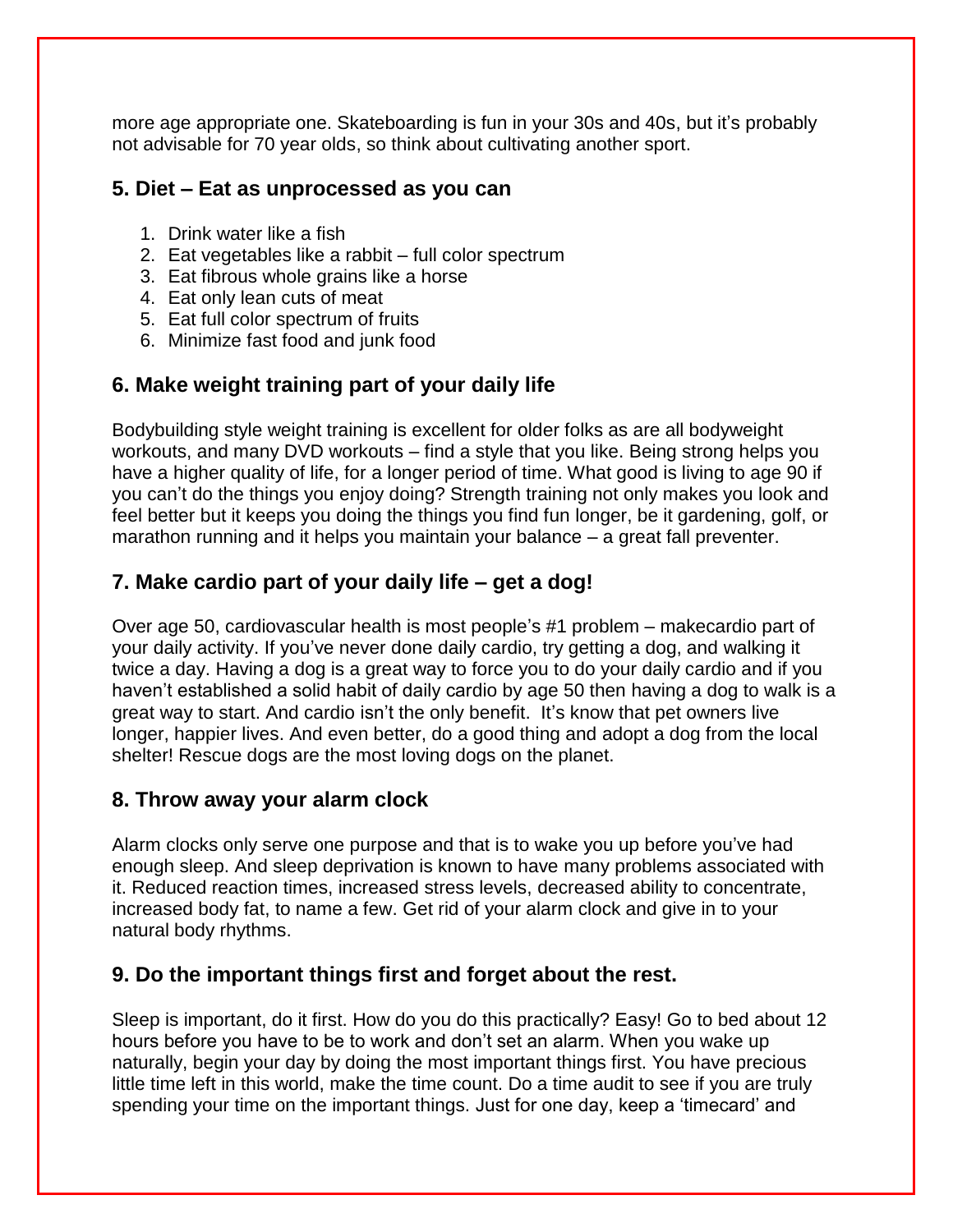more age appropriate one. Skateboarding is fun in your 30s and 40s, but it's probably not advisable for 70 year olds, so think about cultivating another sport.

## 5. Diet – Eat as unprocessed as you can

1. Drink water like a fish
2. Eat vegetables like a rabbit – full color spectrum
3. Eat fibrous whole grains like a horse
4. Eat only lean cuts of meat
5. Eat full color spectrum of fruits
6. Minimize fast food and junk food

## 6. Make weight training part of your daily life

Bodybuilding style weight training is excellent for older folks as are all bodyweight workouts, and many DVD workouts – find a style that you like. Being strong helps you have a higher quality of life, for a longer period of time. What good is living to age 90 if you can't do the things you enjoy doing? Strength training not only makes you look and feel better but it keeps you doing the things you find fun longer, be it gardening, golf, or marathon running and it helps you maintain your balance – a great fall preventer.

## 7. Make cardio part of your daily life – get a dog!

Over age 50, cardiovascular health is most people's #1 problem – makecardio part of your daily activity. If you've never done daily cardio, try getting a dog, and walking it twice a day. Having a dog is a great way to force you to do your daily cardio and if you haven't established a solid habit of daily cardio by age 50 then having a dog to walk is a great way to start. And cardio isn't the only benefit. It's know that pet owners live longer, happier lives. And even better, do a good thing and adopt a dog from the local shelter! Rescue dogs are the most loving dogs on the planet.

## 8. Throw away your alarm clock

Alarm clocks only serve one purpose and that is to wake you up before you've had enough sleep. And sleep deprivation is known to have many problems associated with it. Reduced reaction times, increased stress levels, decreased ability to concentrate, increased body fat, to name a few. Get rid of your alarm clock and give in to your natural body rhythms.

## 9. Do the important things first and forget about the rest.

Sleep is important, do it first. How do you do this practically? Easy! Go to bed about 12 hours before you have to be to work and don't set an alarm. When you wake up naturally, begin your day by doing the most important things first. You have precious little time left in this world, make the time count. Do a time audit to see if you are truly spending your time on the important things. Just for one day, keep a 'timecard' and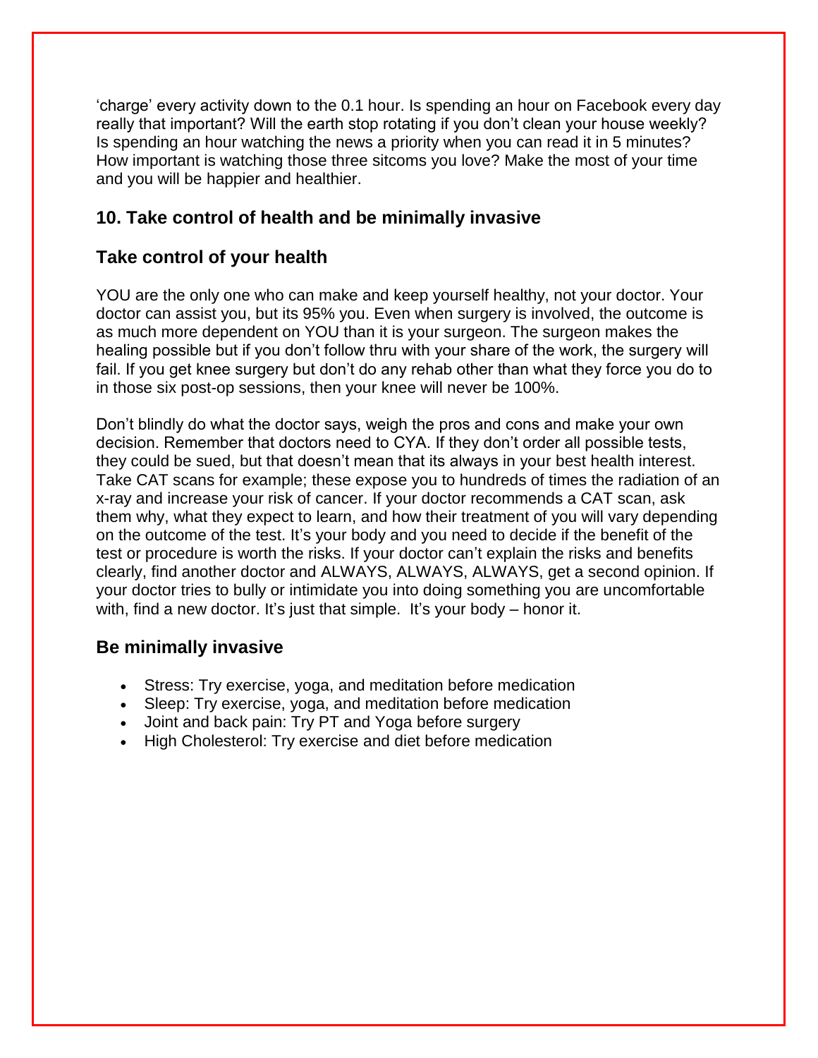'charge' every activity down to the 0.1 hour. Is spending an hour on Facebook every day really that important? Will the earth stop rotating if you don't clean your house weekly? Is spending an hour watching the news a priority when you can read it in 5 minutes? How important is watching those three sitcoms you love? Make the most of your time and you will be happier and healthier.

## 10. Take control of health and be minimally invasive

### Take control of your health

YOU are the only one who can make and keep yourself healthy, not your doctor. Your doctor can assist you, but its 95% you. Even when surgery is involved, the outcome is as much more dependent on YOU than it is your surgeon. The surgeon makes the healing possible but if you don't follow thru with your share of the work, the surgery will fail. If you get knee surgery but don't do any rehab other than what they force you do to in those six post-op sessions, then your knee will never be 100%.

Don't blindly do what the doctor says, weigh the pros and cons and make your own decision. Remember that doctors need to CYA. If they don't order all possible tests, they could be sued, but that doesn't mean that its always in your best health interest. Take CAT scans for example; these expose you to hundreds of times the radiation of an x-ray and increase your risk of cancer. If your doctor recommends a CAT scan, ask them why, what they expect to learn, and how their treatment of you will vary depending on the outcome of the test. It's your body and you need to decide if the benefit of the test or procedure is worth the risks. If your doctor can't explain the risks and benefits clearly, find another doctor and ALWAYS, ALWAYS, ALWAYS, get a second opinion. If your doctor tries to bully or intimidate you into doing something you are uncomfortable with, find a new doctor. It's just that simple. It's your body – honor it.

### Be minimally invasive

- Stress: Try exercise, yoga, and meditation before medication
- Sleep: Try exercise, yoga, and meditation before medication
- Joint and back pain: Try PT and Yoga before surgery
- High Cholesterol: Try exercise and diet before medication